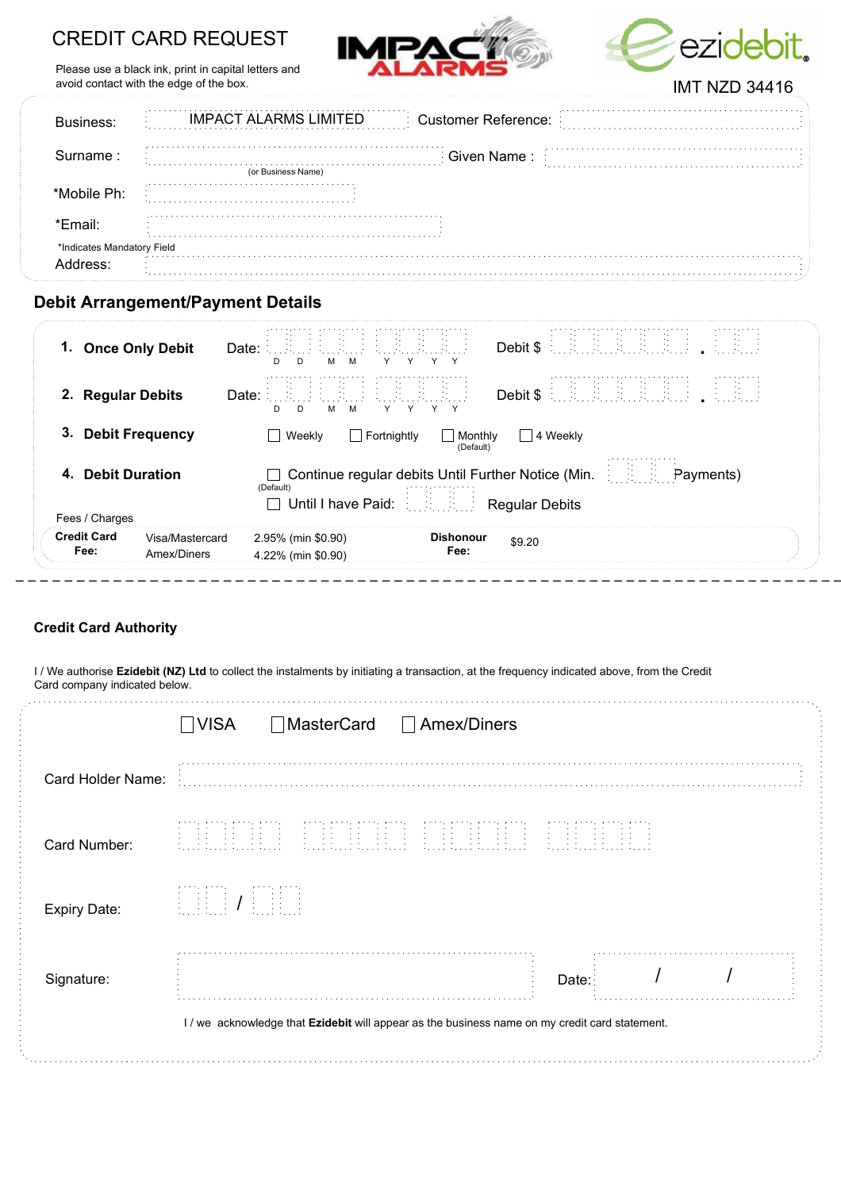# CREDIT CARD REQUEST

Please use a black ink, print in capital letters and avoid contact with the edge of the box.

IMPACT ALARMS

ezidebit

IMT NZD 34416

Business: IMPACT ALARMS LIMITED

Customer Reference:

Surname : (or Business Name)

Given Name :

*Mobile Ph:

*Email:

*Indicates Mandatory Field

Address:

## Debit Arrangement/Payment Details

**1. Once Only Debit** Date: D D M M Y Y Y Y Debit $ .

**2. Regular Debits** Date: D D M M Y Y Y Y Debit $ .

**3. Debit Frequency** ☐ Weekly ☐ Fortnightly ☐ Monthly (Default) ☐ 4 Weekly

**4. Debit Duration** ☐ Continue regular debits Until Further Notice (Min. Payments) (Default)

☐ Until I have Paid: Regular Debits

Fees / Charges

| **Credit Card Fee:** | Visa/Mastercard | 2.95% (min $0.90) | **Dishonour Fee:** | $9.20 |
|---|---|---|---|---|
| | Amex/Diners | 4.22% (min $0.90) | | |

---

**Credit Card Authority**

I / We authorise **Ezidebit (NZ) Ltd** to collect the instalments by initiating a transaction, at the frequency indicated above, from the Credit Card company indicated below.

☐ VISA ☐ MasterCard ☐ Amex/Diners

Card Holder Name:

Card Number:

Expiry Date: /

Signature:

Date: / /

I / we acknowledge that **Ezidebit** will appear as the business name on my credit card statement.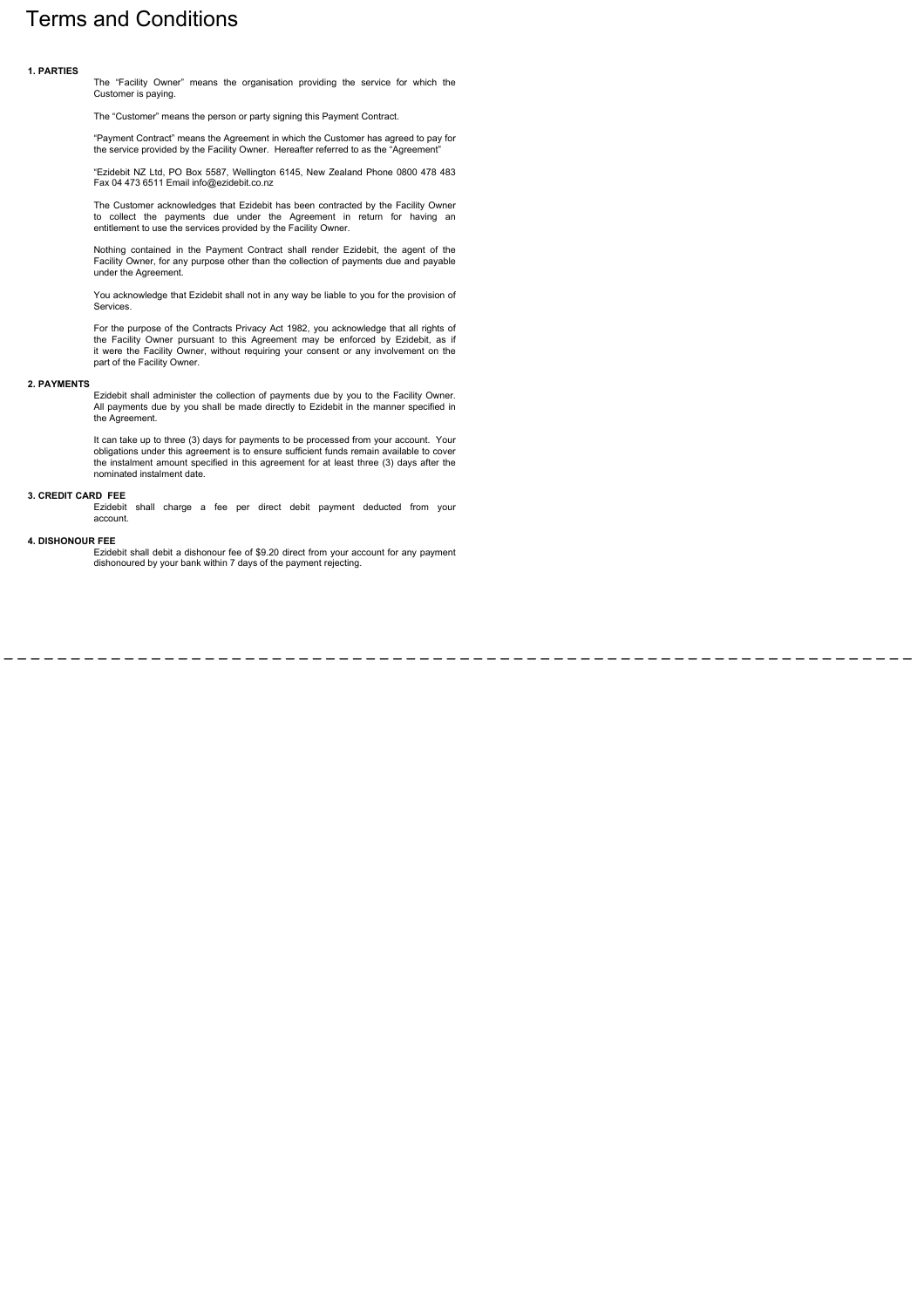# Terms and Conditions

**1. PARTIES**

The "Facility Owner" means the organisation providing the service for which the Customer is paying.

The "Customer" means the person or party signing this Payment Contract.

"Payment Contract" means the Agreement in which the Customer has agreed to pay for the service provided by the Facility Owner. Hereafter referred to as the "Agreement"

"Ezidebit NZ Ltd, PO Box 5587, Wellington 6145, New Zealand Phone 0800 478 483 Fax 04 473 6511 Email info@ezidebit.co.nz

The Customer acknowledges that Ezidebit has been contracted by the Facility Owner to collect the payments due under the Agreement in return for having an entitlement to use the services provided by the Facility Owner.

Nothing contained in the Payment Contract shall render Ezidebit, the agent of the Facility Owner, for any purpose other than the collection of payments due and payable under the Agreement.

You acknowledge that Ezidebit shall not in any way be liable to you for the provision of Services.

For the purpose of the Contracts Privacy Act 1982, you acknowledge that all rights of the Facility Owner pursuant to this Agreement may be enforced by Ezidebit, as if it were the Facility Owner, without requiring your consent or any involvement on the part of the Facility Owner.

**2. PAYMENTS**

Ezidebit shall administer the collection of payments due by you to the Facility Owner. All payments due by you shall be made directly to Ezidebit in the manner specified in the Agreement.

It can take up to three (3) days for payments to be processed from your account. Your obligations under this agreement is to ensure sufficient funds remain available to cover the instalment amount specified in this agreement for at least three (3) days after the nominated instalment date.

**3. CREDIT CARD FEE**

Ezidebit shall charge a fee per direct debit payment deducted from your account.

**4. DISHONOUR FEE**

Ezidebit shall debit a dishonour fee of $9.20 direct from your account for any payment dishonoured by your bank within 7 days of the payment rejecting.